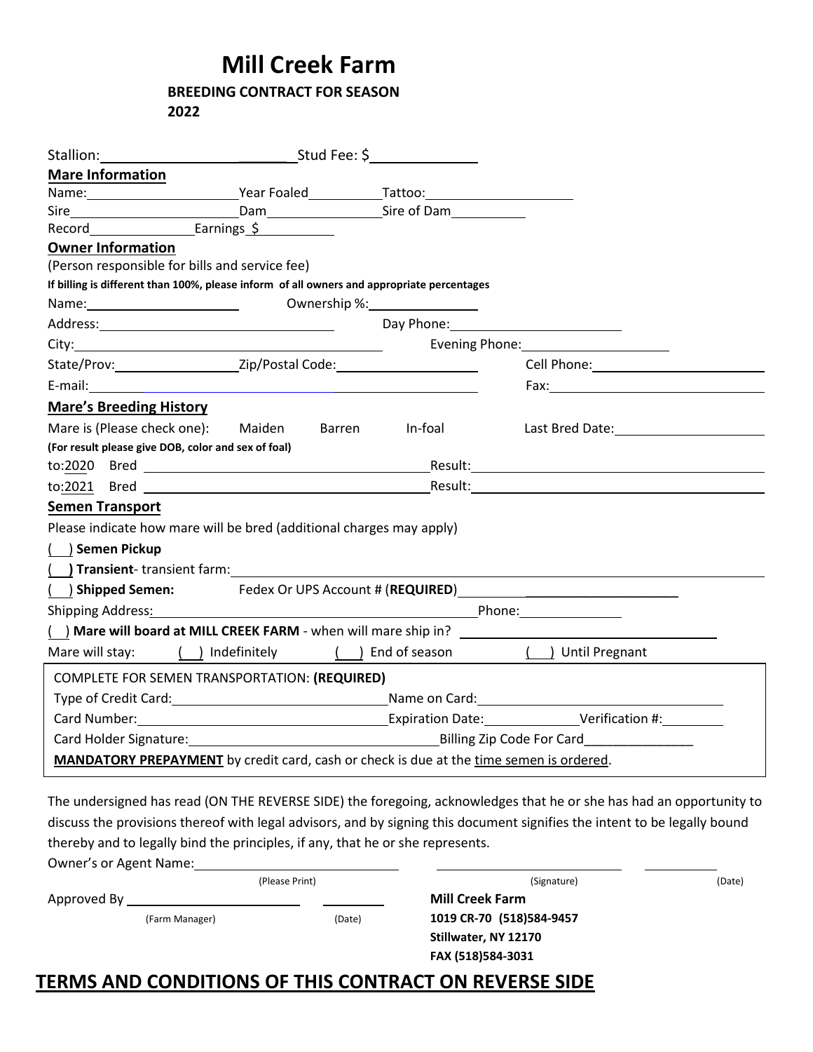# Mill Creek Farm

**BREEDING CONTRACT FOR SEASON 2022**

Stallion: ______________________________ Stud Fee: $______________

**Mare Information**

Name: ______________________ Year Foaled __________ Tattoo: ____________________

Sire ________________________ Dam ________________ Sire of Dam __________

Record ______________ Earnings $ ___________

**Owner Information**

(Person responsible for bills and service fee)

**If billing is different than 100%, please inform of all owners and appropriate percentages**

Name: ______________________ Ownership %: ______________

Address: ________________________________ Day Phone: ________________________

City: ________________________________________ Evening Phone: ____________________

State/Prov: ________________ Zip/Postal Code: ____________________ Cell Phone: ________________________

E-mail: ______________________________________________ Fax: ____________________________

**Mare's Breeding History**

Mare is (Please check one): Maiden Barren In-foal Last Bred Date: ____________________

**(For result please give DOB, color and sex of foal)**

to: 2020 Bred ________________________________________ Result: ________________________________________

to: 2021 Bred ________________________________________ Result: ________________________________________

**Semen Transport**

Please indicate how mare will be bred (additional charges may apply)

( ) **Semen Pickup**

( ) **Transient**- transient farm: ______________________________________________________________

( ) **Shipped Semen:** Fedex Or UPS Account # (**REQUIRED**) ______________________________

Shipping Address: ________________________________________________ Phone: ______________

( ) **Mare will board at MILL CREEK FARM** - when will mare ship in? ________________________________

Mare will stay: ( ) Indefinitely ( ) End of season ( ) Until Pregnant

COMPLETE FOR SEMEN TRANSPORTATION: **(REQUIRED)**

Type of Credit Card: ______________________________ Name on Card: ________________________________

Card Number: __________________________________ Expiration Date: ____________ Verification #: ________

Card Holder Signature: ________________________________ Billing Zip Code For Card _______________

**MANDATORY PREPAYMENT** by credit card, cash or check is due at the time semen is ordered.

The undersigned has read (ON THE REVERSE SIDE) the foregoing, acknowledges that he or she has had an opportunity to discuss the provisions thereof with legal advisors, and by signing this document signifies the intent to be legally bound thereby and to legally bind the principles, if any, that he or she represents.

Owner's or Agent Name: ____________________________ ________________________ ____________

(Please Print) (Signature) (Date)

Approved By ________________________ ________

(Farm Manager) (Date)

**Mill Creek Farm**
**1019 CR-70 (518)584-9457**
**Stillwater, NY 12170**
**FAX (518)584-3031**

## TERMS AND CONDITIONS OF THIS CONTRACT ON REVERSE SIDE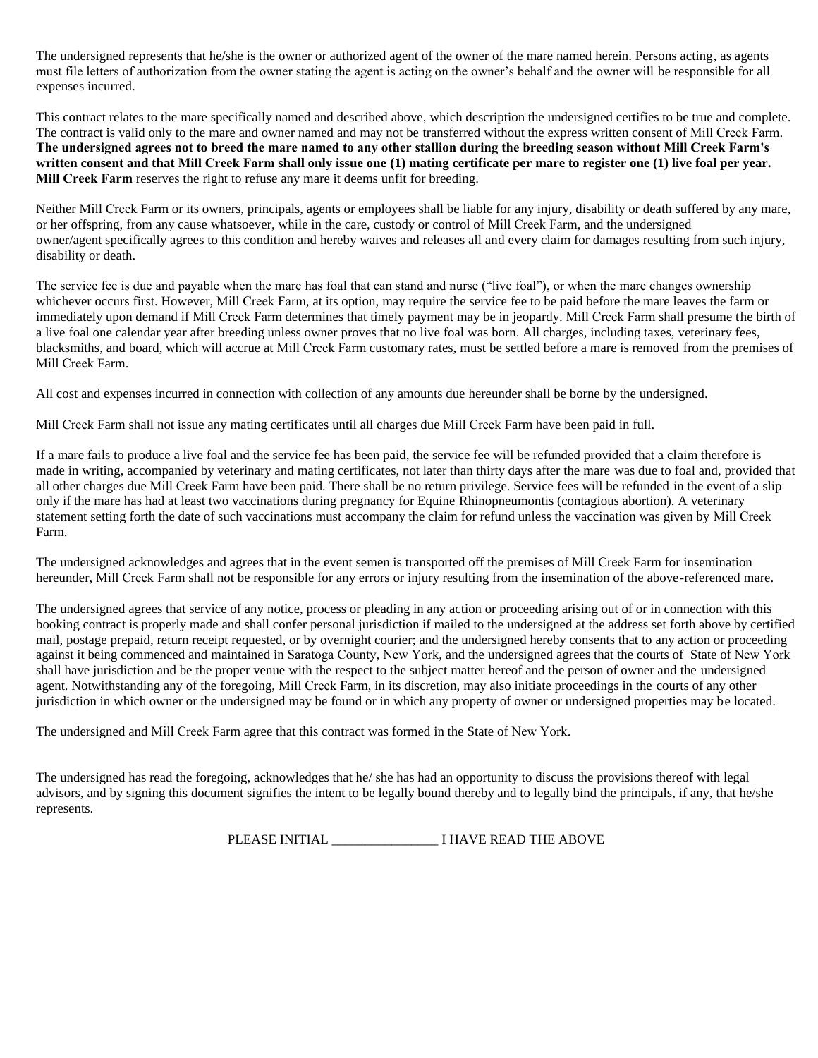The undersigned represents that he/she is the owner or authorized agent of the owner of the mare named herein. Persons acting, as agents must file letters of authorization from the owner stating the agent is acting on the owner's behalf and the owner will be responsible for all expenses incurred.

This contract relates to the mare specifically named and described above, which description the undersigned certifies to be true and complete. The contract is valid only to the mare and owner named and may not be transferred without the express written consent of Mill Creek Farm. **The undersigned agrees not to breed the mare named to any other stallion during the breeding season without Mill Creek Farm's written consent and that Mill Creek Farm shall only issue one (1) mating certificate per mare to register one (1) live foal per year. Mill Creek Farm** reserves the right to refuse any mare it deems unfit for breeding.

Neither Mill Creek Farm or its owners, principals, agents or employees shall be liable for any injury, disability or death suffered by any mare, or her offspring, from any cause whatsoever, while in the care, custody or control of Mill Creek Farm, and the undersigned owner/agent specifically agrees to this condition and hereby waives and releases all and every claim for damages resulting from such injury, disability or death.

The service fee is due and payable when the mare has foal that can stand and nurse ("live foal"), or when the mare changes ownership whichever occurs first. However, Mill Creek Farm, at its option, may require the service fee to be paid before the mare leaves the farm or immediately upon demand if Mill Creek Farm determines that timely payment may be in jeopardy. Mill Creek Farm shall presume the birth of a live foal one calendar year after breeding unless owner proves that no live foal was born. All charges, including taxes, veterinary fees, blacksmiths, and board, which will accrue at Mill Creek Farm customary rates, must be settled before a mare is removed from the premises of Mill Creek Farm.

All cost and expenses incurred in connection with collection of any amounts due hereunder shall be borne by the undersigned.

Mill Creek Farm shall not issue any mating certificates until all charges due Mill Creek Farm have been paid in full.

If a mare fails to produce a live foal and the service fee has been paid, the service fee will be refunded provided that a claim therefore is made in writing, accompanied by veterinary and mating certificates, not later than thirty days after the mare was due to foal and, provided that all other charges due Mill Creek Farm have been paid. There shall be no return privilege. Service fees will be refunded in the event of a slip only if the mare has had at least two vaccinations during pregnancy for Equine Rhinopneumontis (contagious abortion). A veterinary statement setting forth the date of such vaccinations must accompany the claim for refund unless the vaccination was given by Mill Creek Farm.

The undersigned acknowledges and agrees that in the event semen is transported off the premises of Mill Creek Farm for insemination hereunder, Mill Creek Farm shall not be responsible for any errors or injury resulting from the insemination of the above-referenced mare.

The undersigned agrees that service of any notice, process or pleading in any action or proceeding arising out of or in connection with this booking contract is properly made and shall confer personal jurisdiction if mailed to the undersigned at the address set forth above by certified mail, postage prepaid, return receipt requested, or by overnight courier; and the undersigned hereby consents that to any action or proceeding against it being commenced and maintained in Saratoga County, New York, and the undersigned agrees that the courts of State of New York shall have jurisdiction and be the proper venue with the respect to the subject matter hereof and the person of owner and the undersigned agent. Notwithstanding any of the foregoing, Mill Creek Farm, in its discretion, may also initiate proceedings in the courts of any other jurisdiction in which owner or the undersigned may be found or in which any property of owner or undersigned properties may be located.

The undersigned and Mill Creek Farm agree that this contract was formed in the State of New York.

The undersigned has read the foregoing, acknowledges that he/ she has had an opportunity to discuss the provisions thereof with legal advisors, and by signing this document signifies the intent to be legally bound thereby and to legally bind the principals, if any, that he/she represents.

PLEASE INITIAL _______________ I HAVE READ THE ABOVE